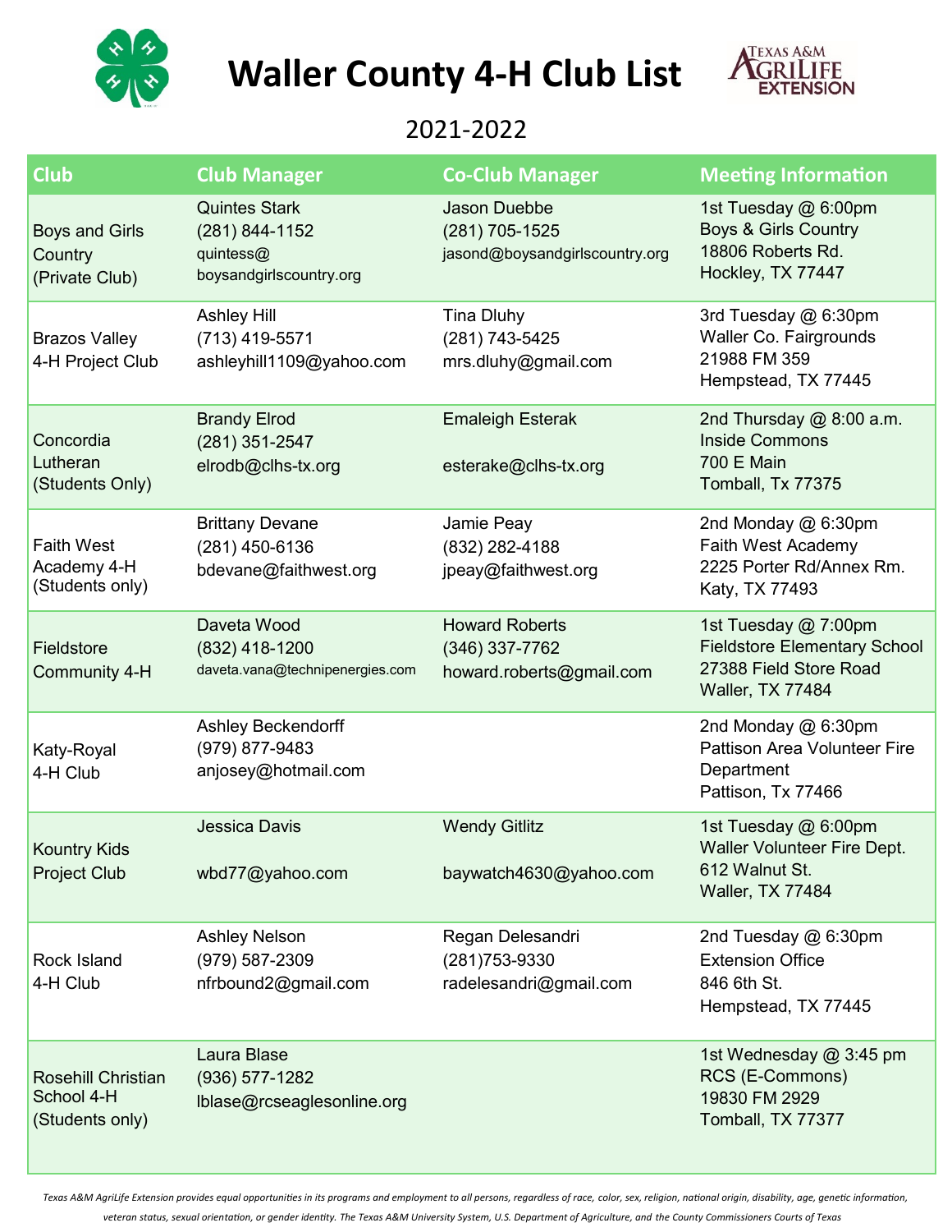# Waller County 4-H Club List

2021-2022

| Club | Club Manager | Co-Club Manager | Meeting Information |
|---|---|---|---|
| Boys and Girls Country (Private Club) | Quintes Stark<br>(281) 844-1152<br>quintess@boysandgirlscountry.org | Jason Duebbe<br>(281) 705-1525<br>jasond@boysandgirlscountry.org | 1st Tuesday @ 6:00pm<br>Boys & Girls Country<br>18806 Roberts Rd.<br>Hockley, TX 77447 |
| Brazos Valley 4-H Project Club | Ashley Hill<br>(713) 419-5571<br>ashleyhill1109@yahoo.com | Tina Dluhy<br>(281) 743-5425<br>mrs.dluhy@gmail.com | 3rd Tuesday @ 6:30pm<br>Waller Co. Fairgrounds<br>21988 FM 359<br>Hempstead, TX 77445 |
| Concordia Lutheran (Students Only) | Brandy Elrod<br>(281) 351-2547<br>elrodb@clhs-tx.org | Emaleigh Esterak<br><br>esterake@clhs-tx.org | 2nd Thursday @ 8:00 a.m.<br>Inside Commons<br>700 E Main<br>Tomball, Tx 77375 |
| Faith West Academy 4-H (Students only) | Brittany Devane<br>(281) 450-6136<br>bdevane@faithwest.org | Jamie Peay<br>(832) 282-4188<br>jpeay@faithwest.org | 2nd Monday @ 6:30pm<br>Faith West Academy<br>2225 Porter Rd/Annex Rm.<br>Katy, TX 77493 |
| Fieldstore Community 4-H | Daveta Wood<br>(832) 418-1200<br>daveta.vana@technipenergies.com | Howard Roberts<br>(346) 337-7762<br>howard.roberts@gmail.com | 1st Tuesday @ 7:00pm<br>Fieldstore Elementary School<br>27388 Field Store Road<br>Waller, TX 77484 |
| Katy-Royal 4-H Club | Ashley Beckendorff<br>(979) 877-9483<br>anjosey@hotmail.com | | 2nd Monday @ 6:30pm<br>Pattison Area Volunteer Fire Department<br>Pattison, Tx 77466 |
| Kountry Kids Project Club | Jessica Davis<br><br>wbd77@yahoo.com | Wendy Gitlitz<br><br>baywatch4630@yahoo.com | 1st Tuesday @ 6:00pm<br>Waller Volunteer Fire Dept.<br>612 Walnut St.<br>Waller, TX 77484 |
| Rock Island 4-H Club | Ashley Nelson<br>(979) 587-2309<br>nfrbound2@gmail.com | Regan Delesandri<br>(281)753-9330<br>radelesandri@gmail.com | 2nd Tuesday @ 6:30pm<br>Extension Office<br>846 6th St.<br>Hempstead, TX 77445 |
| Rosehill Christian School 4-H (Students only) | Laura Blase<br>(936) 577-1282<br>lblase@rcseaglesonline.org | | 1st Wednesday @ 3:45 pm<br>RCS (E-Commons)<br>19830 FM 2929<br>Tomball, TX 77377 |

*Texas A&M AgriLife Extension provides equal opportunities in its programs and employment to all persons, regardless of race, color, sex, religion, national origin, disability, age, genetic information, veteran status, sexual orientation, or gender identity. The Texas A&M University System, U.S. Department of Agriculture, and the County Commissioners Courts of Texas*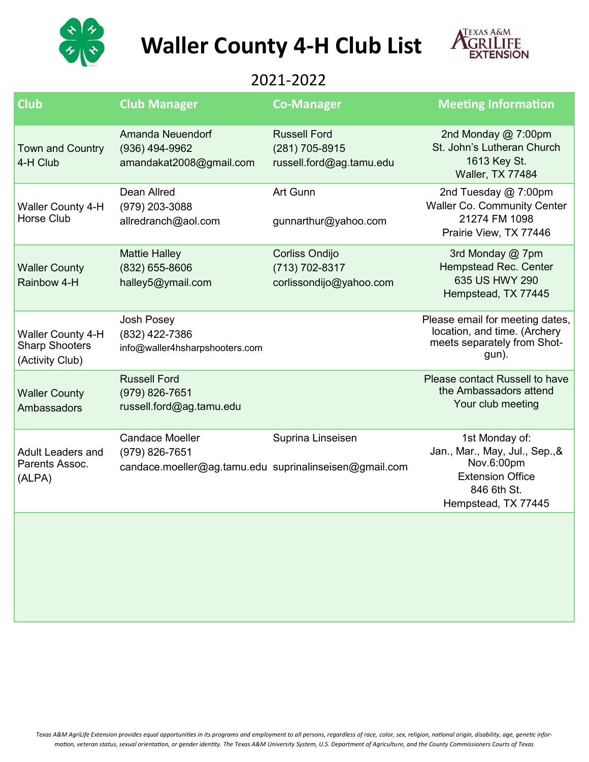# Waller County 4-H Club List

2021-2022

| Club | Club Manager | Co-Manager | Meeting Information |
|---|---|---|---|
| Town and Country 4-H Club | Amanda Neuendorf<br>(936) 494-9962<br>amandakat2008@gmail.com | Russell Ford<br>(281) 705-8915<br>russell.ford@ag.tamu.edu | 2nd Monday @ 7:00pm<br>St. John's Lutheran Church<br>1613 Key St.<br>Waller, TX 77484 |
| Waller County 4-H Horse Club | Dean Allred<br>(979) 203-3088<br>allredranch@aol.com | Art Gunn<br><br>gunnarthur@yahoo.com | 2nd Tuesday @ 7:00pm<br>Waller Co. Community Center<br>21274 FM 1098<br>Prairie View, TX 77446 |
| Waller County Rainbow 4-H | Mattie Halley<br>(832) 655-8606<br>halley5@ymail.com | Corliss Ondijo<br>(713) 702-8317<br>corlissondijo@yahoo.com | 3rd Monday @ 7pm<br>Hempstead Rec. Center<br>635 US HWY 290<br>Hempstead, TX 77445 |
| Waller County 4-H Sharp Shooters (Activity Club) | Josh Posey<br>(832) 422-7386<br>info@waller4hsharpshooters.com | | Please email for meeting dates, location, and time. (Archery meets separately from Shot-gun). |
| Waller County Ambassadors | Russell Ford<br>(979) 826-7651<br>russell.ford@ag.tamu.edu | | Please contact Russell to have the Ambassadors attend Your club meeting |
| Adult Leaders and Parents Assoc. (ALPA) | Candace Moeller<br>(979) 826-7651<br>candace.moeller@ag.tamu.edu | Suprina Linseisen<br><br>suprinalinseisen@gmail.com | 1st Monday of:<br>Jan., Mar., May, Jul., Sep.,& Nov.6:00pm<br>Extension Office<br>846 6th St.<br>Hempstead, TX 77445 |
| | | | |

*Texas A&M AgriLife Extension provides equal opportunities in its programs and employment to all persons, regardless of race, color, sex, religion, national origin, disability, age, genetic information, veteran status, sexual orientation, or gender identity. The Texas A&M University System, U.S. Department of Agriculture, and the County Commissioners Courts of Texas*